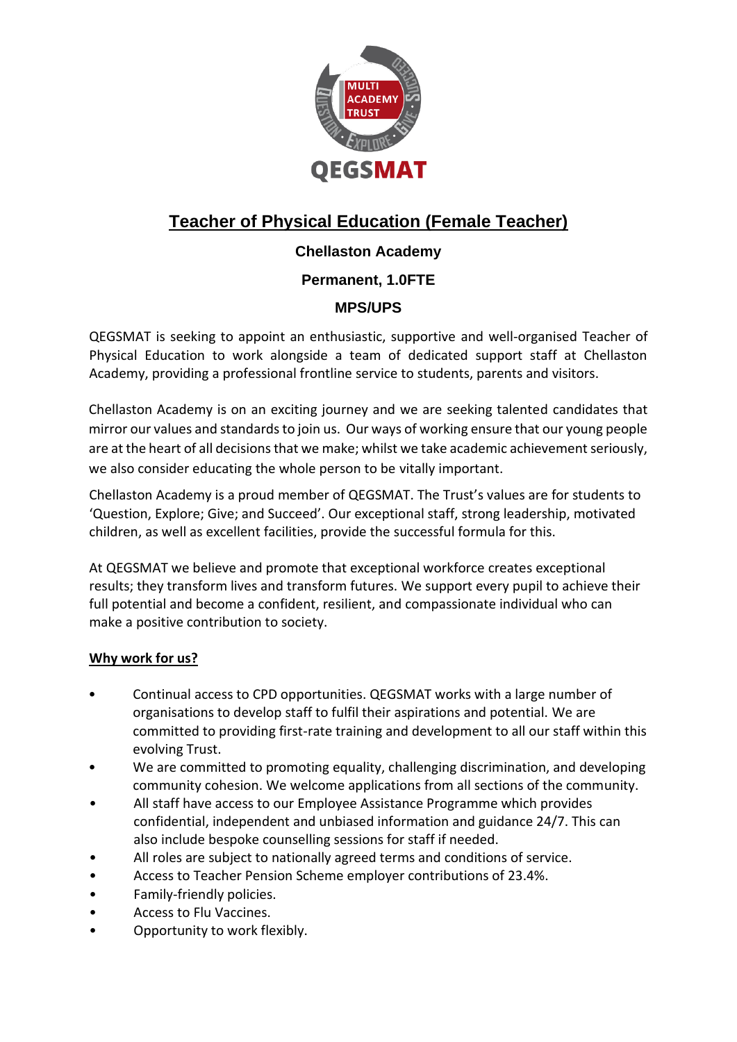QEGSMAT

# Teacher of Physical Education (Female Teacher)

**Chellaston Academy**

**Permanent, 1.0FTE**

**MPS/UPS**

QEGSMAT is seeking to appoint an enthusiastic, supportive and well-organised Teacher of Physical Education to work alongside a team of dedicated support staff at Chellaston Academy, providing a professional frontline service to students, parents and visitors.

Chellaston Academy is on an exciting journey and we are seeking talented candidates that mirror our values and standards to join us. Our ways of working ensure that our young people are at the heart of all decisions that we make; whilst we take academic achievement seriously, we also consider educating the whole person to be vitally important.

Chellaston Academy is a proud member of QEGSMAT. The Trust's values are for students to 'Question, Explore; Give; and Succeed'. Our exceptional staff, strong leadership, motivated children, as well as excellent facilities, provide the successful formula for this.

At QEGSMAT we believe and promote that exceptional workforce creates exceptional results; they transform lives and transform futures. We support every pupil to achieve their full potential and become a confident, resilient, and compassionate individual who can make a positive contribution to society.

## Why work for us?

- Continual access to CPD opportunities. QEGSMAT works with a large number of organisations to develop staff to fulfil their aspirations and potential. We are committed to providing first-rate training and development to all our staff within this evolving Trust.
- We are committed to promoting equality, challenging discrimination, and developing community cohesion. We welcome applications from all sections of the community.
- All staff have access to our Employee Assistance Programme which provides confidential, independent and unbiased information and guidance 24/7. This can also include bespoke counselling sessions for staff if needed.
- All roles are subject to nationally agreed terms and conditions of service.
- Access to Teacher Pension Scheme employer contributions of 23.4%.
- Family-friendly policies.
- Access to Flu Vaccines.
- Opportunity to work flexibly.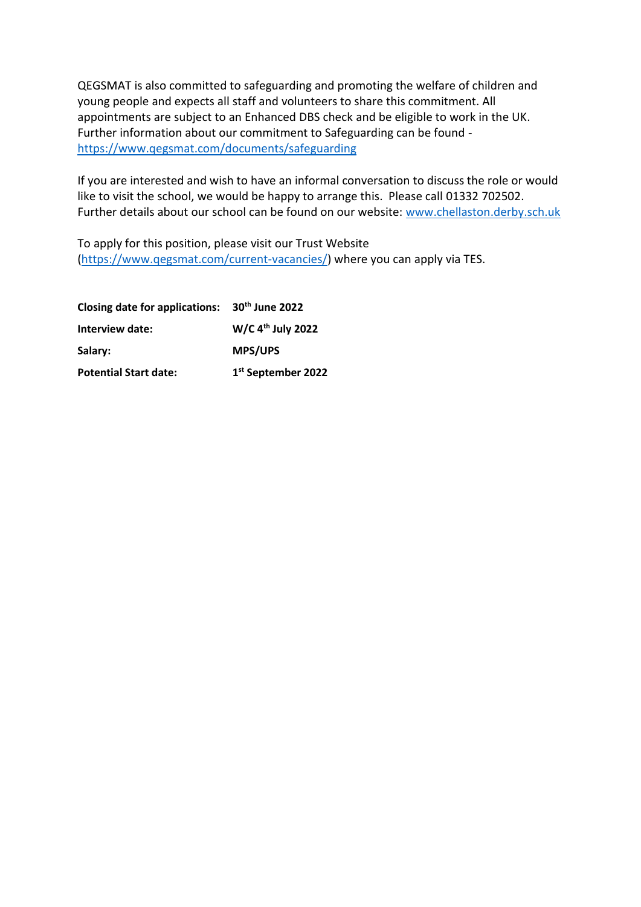QEGSMAT is also committed to safeguarding and promoting the welfare of children and young people and expects all staff and volunteers to share this commitment. All appointments are subject to an Enhanced DBS check and be eligible to work in the UK. Further information about our commitment to Safeguarding can be found - https://www.qegsmat.com/documents/safeguarding

If you are interested and wish to have an informal conversation to discuss the role or would like to visit the school, we would be happy to arrange this. Please call 01332 702502. Further details about our school can be found on our website: www.chellaston.derby.sch.uk

To apply for this position, please visit our Trust Website (https://www.qegsmat.com/current-vacancies/) where you can apply via TES.

| | |
|---|---|
| **Closing date for applications:** | **30th June 2022** |
| **Interview date:** | **W/C 4th July 2022** |
| **Salary:** | **MPS/UPS** |
| **Potential Start date:** | **1st September 2022** |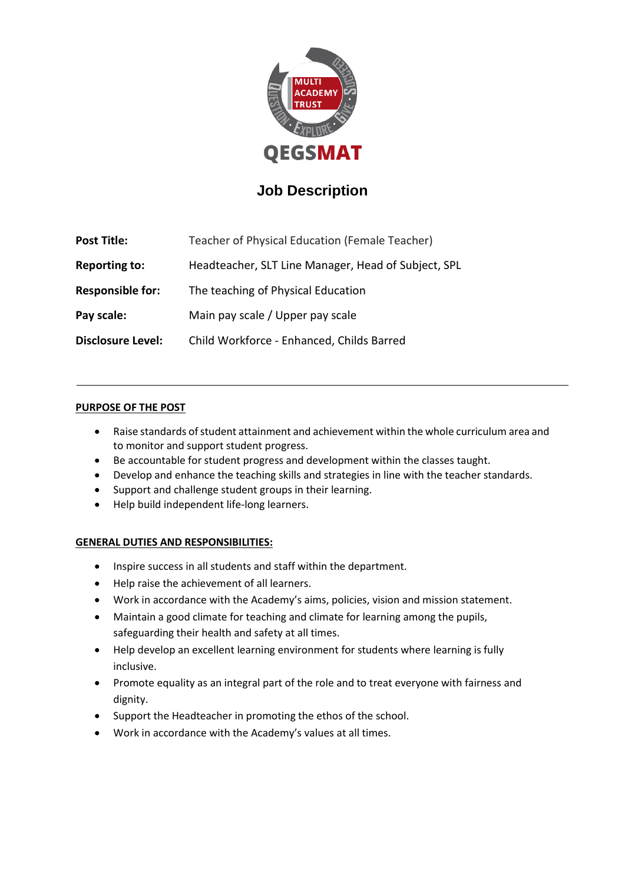QEGSMAT

# Job Description

| | |
|---|---|
| **Post Title:** | Teacher of Physical Education (Female Teacher) |
| **Reporting to:** | Headteacher, SLT Line Manager, Head of Subject, SPL |
| **Responsible for:** | The teaching of Physical Education |
| **Pay scale:** | Main pay scale / Upper pay scale |
| **Disclosure Level:** | Child Workforce - Enhanced, Childs Barred |

---

## PURPOSE OF THE POST

- Raise standards of student attainment and achievement within the whole curriculum area and to monitor and support student progress.
- Be accountable for student progress and development within the classes taught.
- Develop and enhance the teaching skills and strategies in line with the teacher standards.
- Support and challenge student groups in their learning.
- Help build independent life-long learners.

## GENERAL DUTIES AND RESPONSIBILITIES:

- Inspire success in all students and staff within the department.
- Help raise the achievement of all learners.
- Work in accordance with the Academy's aims, policies, vision and mission statement.
- Maintain a good climate for teaching and climate for learning among the pupils, safeguarding their health and safety at all times.
- Help develop an excellent learning environment for students where learning is fully inclusive.
- Promote equality as an integral part of the role and to treat everyone with fairness and dignity.
- Support the Headteacher in promoting the ethos of the school.
- Work in accordance with the Academy's values at all times.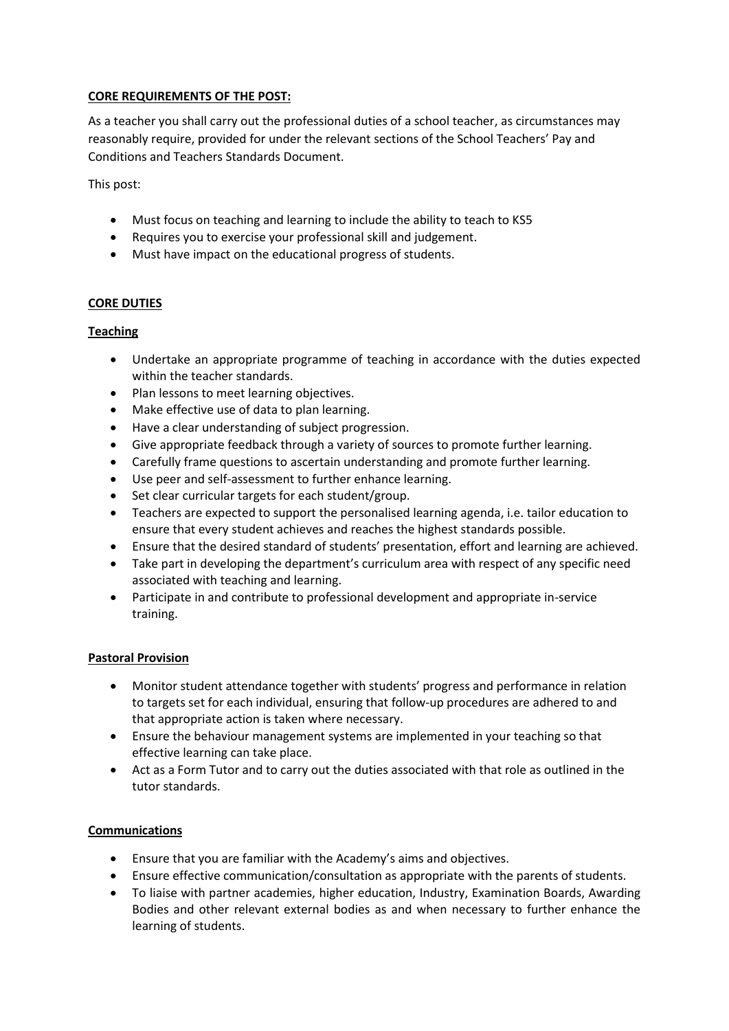**CORE REQUIREMENTS OF THE POST:**

As a teacher you shall carry out the professional duties of a school teacher, as circumstances may reasonably require, provided for under the relevant sections of the School Teachers' Pay and Conditions and Teachers Standards Document.

This post:

- Must focus on teaching and learning to include the ability to teach to KS5
- Requires you to exercise your professional skill and judgement.
- Must have impact on the educational progress of students.

**CORE DUTIES**

**Teaching**

- Undertake an appropriate programme of teaching in accordance with the duties expected within the teacher standards.
- Plan lessons to meet learning objectives.
- Make effective use of data to plan learning.
- Have a clear understanding of subject progression.
- Give appropriate feedback through a variety of sources to promote further learning.
- Carefully frame questions to ascertain understanding and promote further learning.
- Use peer and self-assessment to further enhance learning.
- Set clear curricular targets for each student/group.
- Teachers are expected to support the personalised learning agenda, i.e. tailor education to ensure that every student achieves and reaches the highest standards possible.
- Ensure that the desired standard of students' presentation, effort and learning are achieved.
- Take part in developing the department's curriculum area with respect of any specific need associated with teaching and learning.
- Participate in and contribute to professional development and appropriate in-service training.

**Pastoral Provision**

- Monitor student attendance together with students' progress and performance in relation to targets set for each individual, ensuring that follow-up procedures are adhered to and that appropriate action is taken where necessary.
- Ensure the behaviour management systems are implemented in your teaching so that effective learning can take place.
- Act as a Form Tutor and to carry out the duties associated with that role as outlined in the tutor standards.

**Communications**

- Ensure that you are familiar with the Academy's aims and objectives.
- Ensure effective communication/consultation as appropriate with the parents of students.
- To liaise with partner academies, higher education, Industry, Examination Boards, Awarding Bodies and other relevant external bodies as and when necessary to further enhance the learning of students.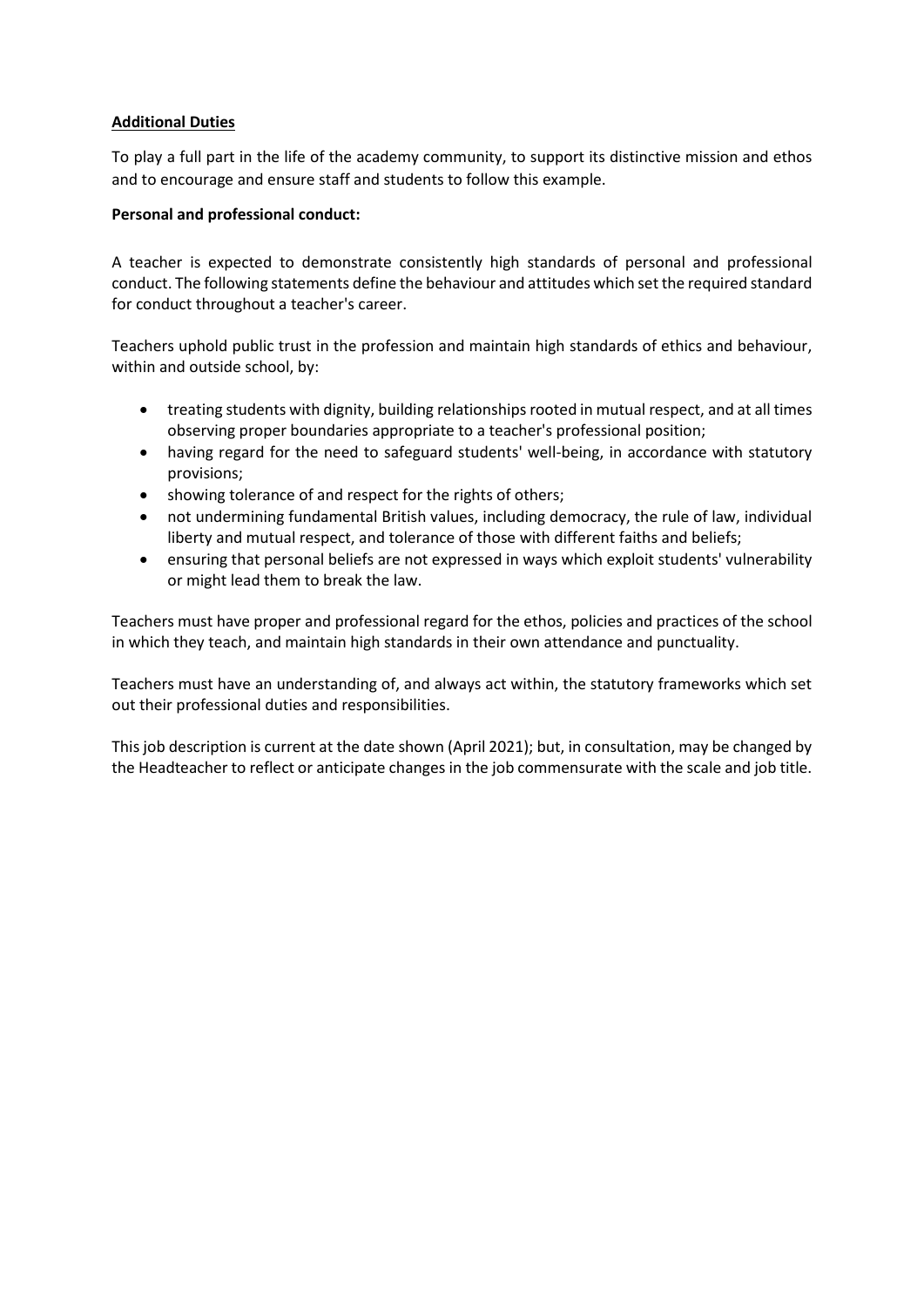**Additional Duties**

To play a full part in the life of the academy community, to support its distinctive mission and ethos and to encourage and ensure staff and students to follow this example.

**Personal and professional conduct:**

A teacher is expected to demonstrate consistently high standards of personal and professional conduct. The following statements define the behaviour and attitudes which set the required standard for conduct throughout a teacher's career.

Teachers uphold public trust in the profession and maintain high standards of ethics and behaviour, within and outside school, by:

- treating students with dignity, building relationships rooted in mutual respect, and at all times observing proper boundaries appropriate to a teacher's professional position;
- having regard for the need to safeguard students' well-being, in accordance with statutory provisions;
- showing tolerance of and respect for the rights of others;
- not undermining fundamental British values, including democracy, the rule of law, individual liberty and mutual respect, and tolerance of those with different faiths and beliefs;
- ensuring that personal beliefs are not expressed in ways which exploit students' vulnerability or might lead them to break the law.

Teachers must have proper and professional regard for the ethos, policies and practices of the school in which they teach, and maintain high standards in their own attendance and punctuality.

Teachers must have an understanding of, and always act within, the statutory frameworks which set out their professional duties and responsibilities.

This job description is current at the date shown (April 2021); but, in consultation, may be changed by the Headteacher to reflect or anticipate changes in the job commensurate with the scale and job title.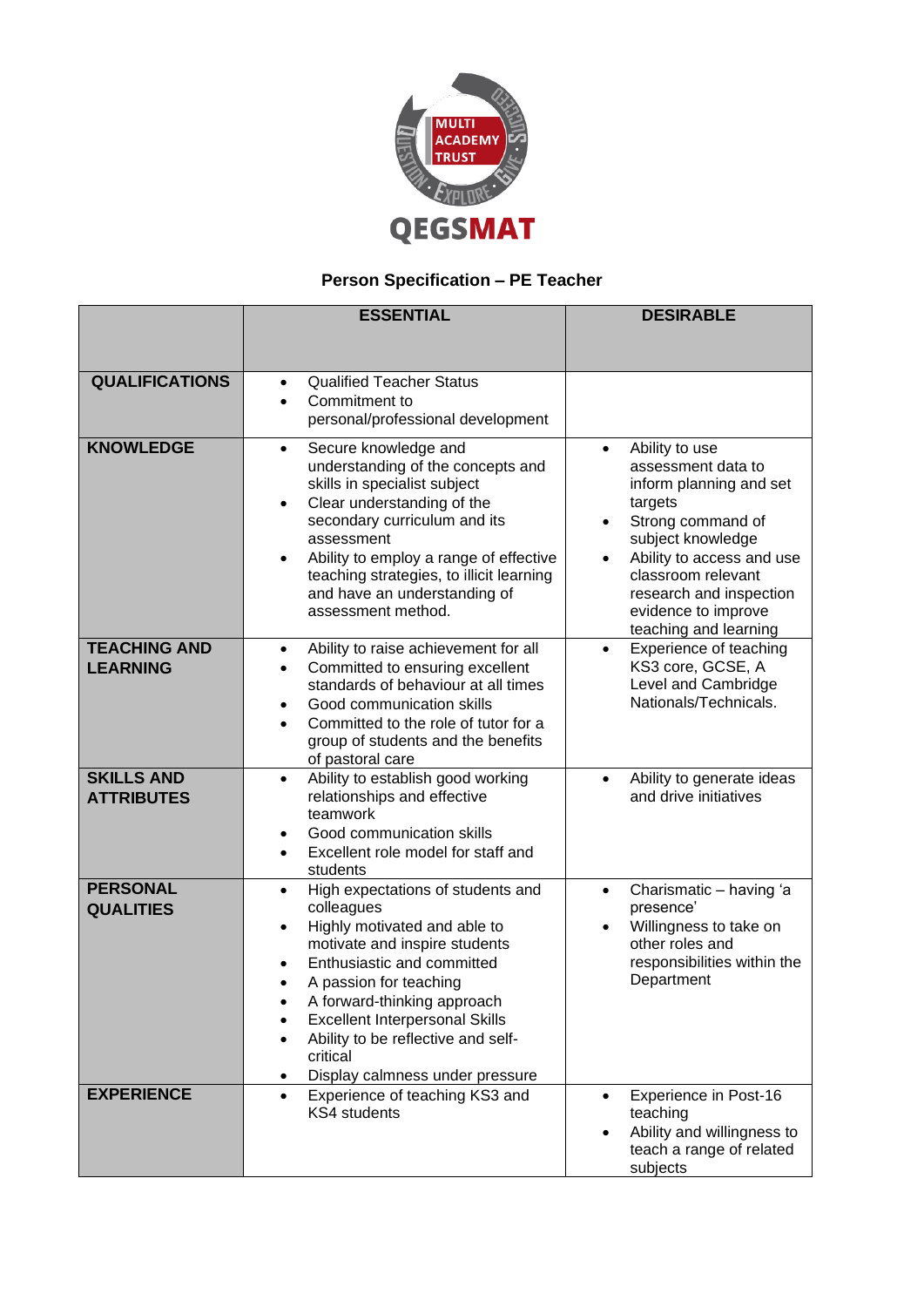QEGSMAT

## Person Specification – PE Teacher

| | ESSENTIAL | DESIRABLE |
|---|---|---|
| **QUALIFICATIONS** | • Qualified Teacher Status<br>• Commitment to personal/professional development | |
| **KNOWLEDGE** | • Secure knowledge and understanding of the concepts and skills in specialist subject<br>• Clear understanding of the secondary curriculum and its assessment<br>• Ability to employ a range of effective teaching strategies, to illicit learning and have an understanding of assessment method. | • Ability to use assessment data to inform planning and set targets<br>• Strong command of subject knowledge<br>• Ability to access and use classroom relevant research and inspection evidence to improve teaching and learning |
| **TEACHING AND LEARNING** | • Ability to raise achievement for all<br>• Committed to ensuring excellent standards of behaviour at all times<br>• Good communication skills<br>• Committed to the role of tutor for a group of students and the benefits of pastoral care | • Experience of teaching KS3 core, GCSE, A Level and Cambridge Nationals/Technicals. |
| **SKILLS AND ATTRIBUTES** | • Ability to establish good working relationships and effective teamwork<br>• Good communication skills<br>• Excellent role model for staff and students | • Ability to generate ideas and drive initiatives |
| **PERSONAL QUALITIES** | • High expectations of students and colleagues<br>• Highly motivated and able to motivate and inspire students<br>• Enthusiastic and committed<br>• A passion for teaching<br>• A forward-thinking approach<br>• Excellent Interpersonal Skills<br>• Ability to be reflective and self-critical<br>• Display calmness under pressure | • Charismatic – having 'a presence'<br>• Willingness to take on other roles and responsibilities within the Department |
| **EXPERIENCE** | • Experience of teaching KS3 and KS4 students | • Experience in Post-16 teaching<br>• Ability and willingness to teach a range of related subjects |